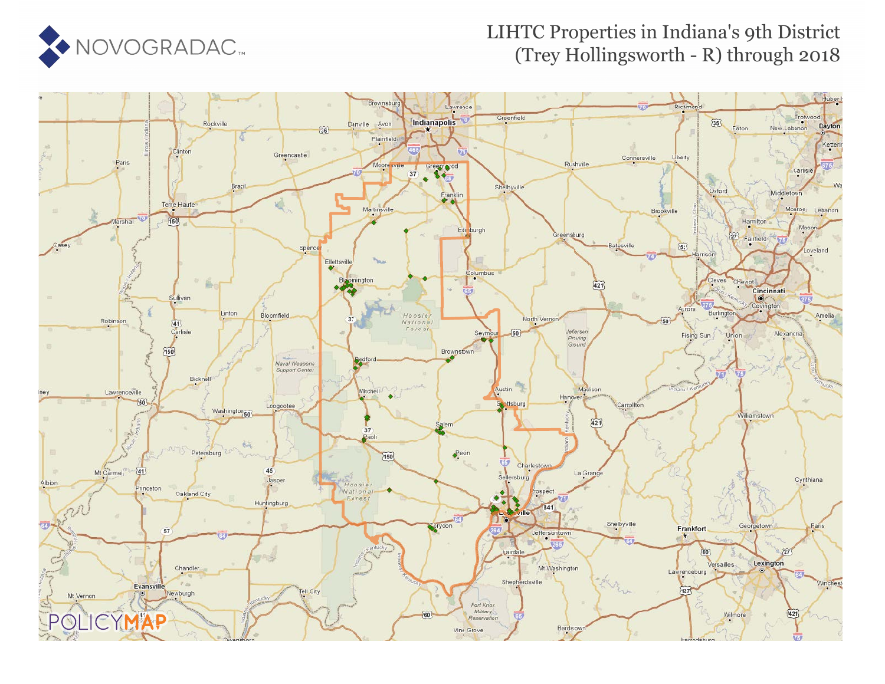# LIHTC Properties in Indiana's 9th District (Trey Hollingsworth - R) through 2018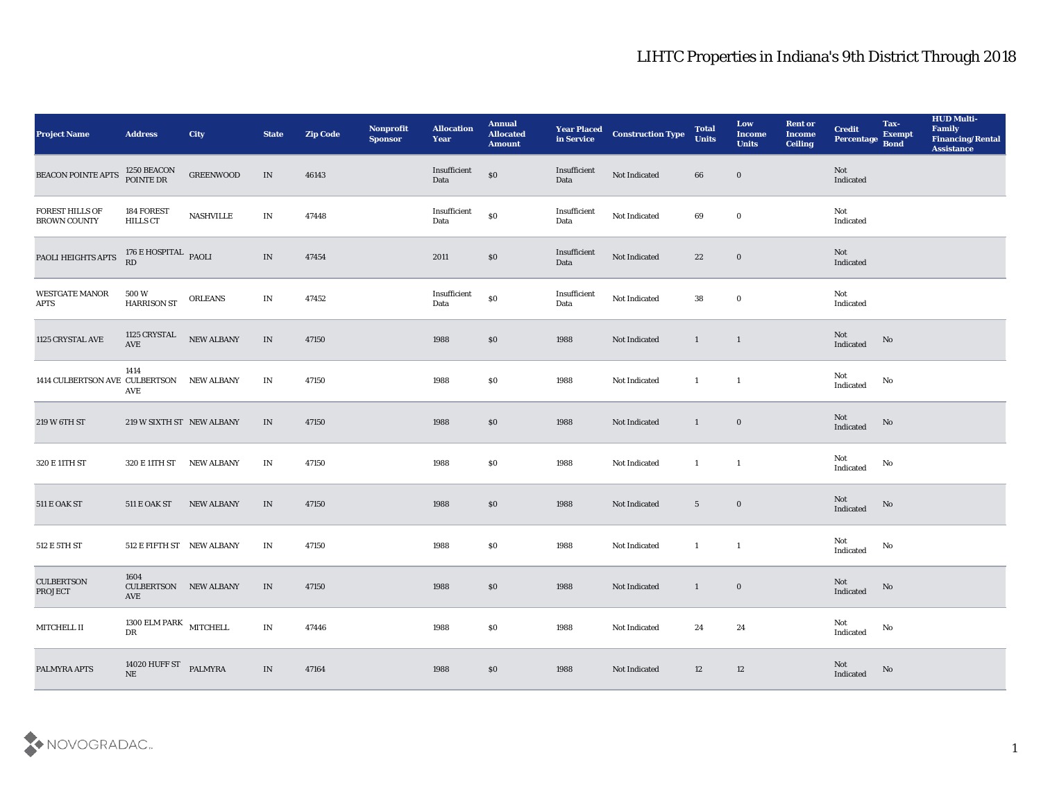# LIHTC Properties in Indiana's 9th District Through 2018

| Project Name | Address | City | State | Zip Code | Nonprofit Sponsor | Allocation Year | Annual Allocated Amount | Year Placed in Service | Construction Type | Total Units | Low Income Units | Rent or Income Ceiling | Credit Percentage | Tax-Exempt Bond | HUD Multi-Family Financing/Rental Assistance |
|---|---|---|---|---|---|---|---|---|---|---|---|---|---|---|---|
| BEACON POINTE APTS | 1250 BEACON POINTE DR | GREENWOOD | IN | 46143 | | Insufficient Data | $0 | Insufficient Data | Not Indicated | 66 | 0 | | Not Indicated | | |
| FOREST HILLS OF BROWN COUNTY | 184 FOREST HILLS CT | NASHVILLE | IN | 47448 | | Insufficient Data | $0 | Insufficient Data | Not Indicated | 69 | 0 | | Not Indicated | | |
| PAOLI HEIGHTS APTS | 176 E HOSPITAL RD | PAOLI | IN | 47454 | | 2011 | $0 | Insufficient Data | Not Indicated | 22 | 0 | | Not Indicated | | |
| WESTGATE MANOR APTS | 500 W HARRISON ST | ORLEANS | IN | 47452 | | Insufficient Data | $0 | Insufficient Data | Not Indicated | 38 | 0 | | Not Indicated | | |
| 1125 CRYSTAL AVE | 1125 CRYSTAL AVE | NEW ALBANY | IN | 47150 | | 1988 | $0 | 1988 | Not Indicated | 1 | 1 | | Not Indicated | No | |
| 1414 CULBERTSON AVE | 1414 CULBERTSON AVE | NEW ALBANY | IN | 47150 | | 1988 | $0 | 1988 | Not Indicated | 1 | 1 | | Not Indicated | No | |
| 219 W 6TH ST | 219 W SIXTH ST | NEW ALBANY | IN | 47150 | | 1988 | $0 | 1988 | Not Indicated | 1 | 0 | | Not Indicated | No | |
| 320 E 11TH ST | 320 E 11TH ST | NEW ALBANY | IN | 47150 | | 1988 | $0 | 1988 | Not Indicated | 1 | 1 | | Not Indicated | No | |
| 511 E OAK ST | 511 E OAK ST | NEW ALBANY | IN | 47150 | | 1988 | $0 | 1988 | Not Indicated | 5 | 0 | | Not Indicated | No | |
| 512 E 5TH ST | 512 E FIFTH ST | NEW ALBANY | IN | 47150 | | 1988 | $0 | 1988 | Not Indicated | 1 | 1 | | Not Indicated | No | |
| CULBERTSON PROJECT | 1604 CULBERTSON AVE | NEW ALBANY | IN | 47150 | | 1988 | $0 | 1988 | Not Indicated | 1 | 0 | | Not Indicated | No | |
| MITCHELL II | 1300 ELM PARK DR | MITCHELL | IN | 47446 | | 1988 | $0 | 1988 | Not Indicated | 24 | 24 | | Not Indicated | No | |
| PALMYRA APTS | 14020 HUFF ST NE | PALMYRA | IN | 47164 | | 1988 | $0 | 1988 | Not Indicated | 12 | 12 | | Not Indicated | No | |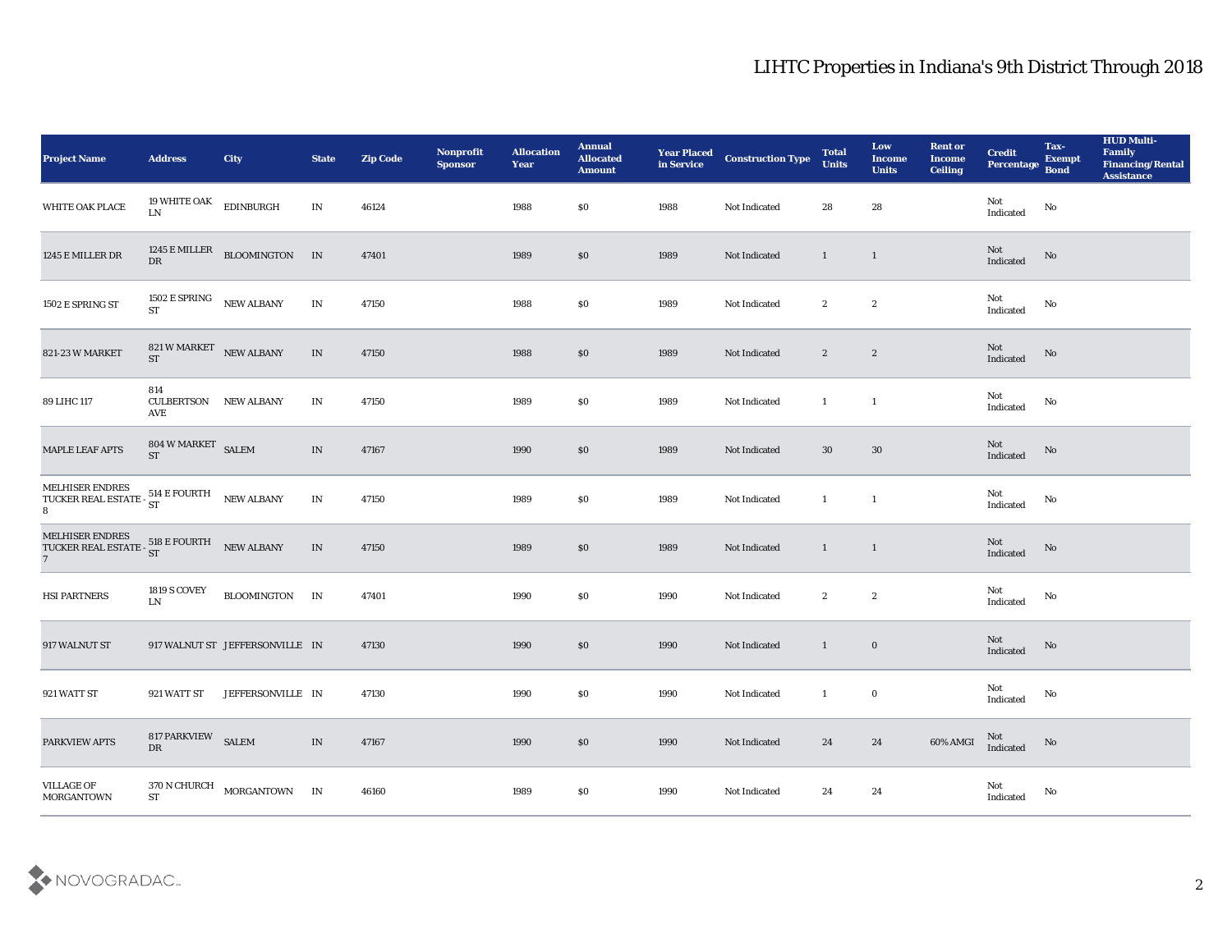# LIHTC Properties in Indiana's 9th District Through 2018

| Project Name | Address | City | State | Zip Code | Nonprofit Sponsor | Allocation Year | Annual Allocated Amount | Year Placed in Service | Construction Type | Total Units | Low Income Units | Rent or Income Ceiling | Credit Percentage | Tax-Exempt Bond | HUD Multi-Family Financing/Rental Assistance |
|---|---|---|---|---|---|---|---|---|---|---|---|---|---|---|---|
| WHITE OAK PLACE | 19 WHITE OAK LN | EDINBURGH | IN | 46124 | | 1988 | $0 | 1988 | Not Indicated | 28 | 28 | | Not Indicated | No | |
| 1245 E MILLER DR | 1245 E MILLER DR | BLOOMINGTON | IN | 47401 | | 1989 | $0 | 1989 | Not Indicated | 1 | 1 | | Not Indicated | No | |
| 1502 E SPRING ST | 1502 E SPRING ST | NEW ALBANY | IN | 47150 | | 1988 | $0 | 1989 | Not Indicated | 2 | 2 | | Not Indicated | No | |
| 821-23 W MARKET | 821 W MARKET ST | NEW ALBANY | IN | 47150 | | 1988 | $0 | 1989 | Not Indicated | 2 | 2 | | Not Indicated | No | |
| 89 LIHC 117 | 814 CULBERTSON AVE | NEW ALBANY | IN | 47150 | | 1989 | $0 | 1989 | Not Indicated | 1 | 1 | | Not Indicated | No | |
| MAPLE LEAF APTS | 804 W MARKET ST | SALEM | IN | 47167 | | 1990 | $0 | 1989 | Not Indicated | 30 | 30 | | Not Indicated | No | |
| MELHISER ENDRES TUCKER REAL ESTATE - 8 | 514 E FOURTH ST | NEW ALBANY | IN | 47150 | | 1989 | $0 | 1989 | Not Indicated | 1 | 1 | | Not Indicated | No | |
| MELHISER ENDRES TUCKER REAL ESTATE - 7 | 518 E FOURTH ST | NEW ALBANY | IN | 47150 | | 1989 | $0 | 1989 | Not Indicated | 1 | 1 | | Not Indicated | No | |
| HSI PARTNERS | 1819 S COVEY LN | BLOOMINGTON | IN | 47401 | | 1990 | $0 | 1990 | Not Indicated | 2 | 2 | | Not Indicated | No | |
| 917 WALNUT ST | 917 WALNUT ST | JEFFERSONVILLE | IN | 47130 | | 1990 | $0 | 1990 | Not Indicated | 1 | 0 | | Not Indicated | No | |
| 921 WATT ST | 921 WATT ST | JEFFERSONVILLE | IN | 47130 | | 1990 | $0 | 1990 | Not Indicated | 1 | 0 | | Not Indicated | No | |
| PARKVIEW APTS | 817 PARKVIEW DR | SALEM | IN | 47167 | | 1990 | $0 | 1990 | Not Indicated | 24 | 24 | 60% AMGI | Not Indicated | No | |
| VILLAGE OF MORGANTOWN | 370 N CHURCH ST | MORGANTOWN | IN | 46160 | | 1989 | $0 | 1990 | Not Indicated | 24 | 24 | | Not Indicated | No | |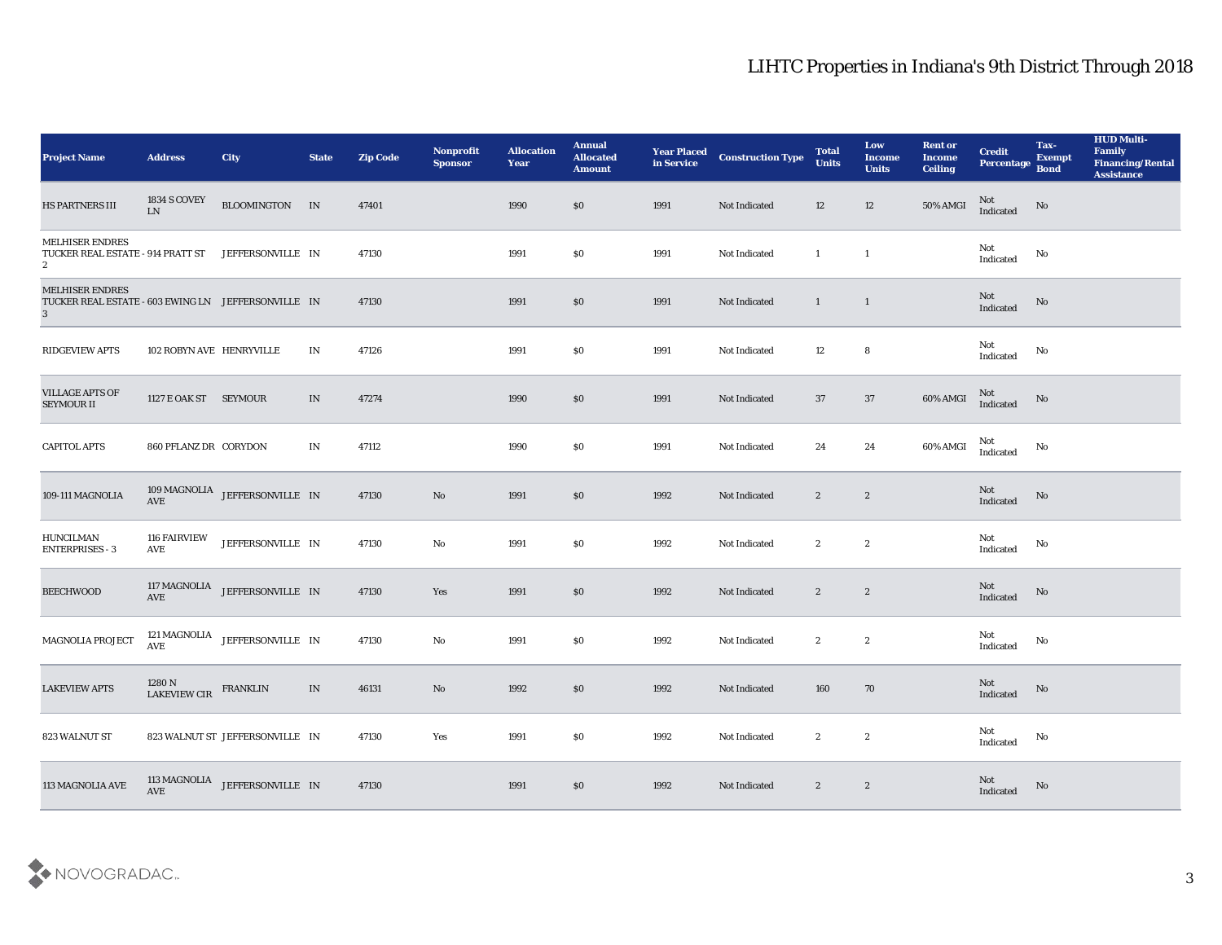# LIHTC Properties in Indiana's 9th District Through 2018

| Project Name | Address | City | State | Zip Code | Nonprofit Sponsor | Allocation Year | Annual Allocated Amount | Year Placed in Service | Construction Type | Total Units | Low Income Units | Rent or Income Ceiling | Credit Percentage | Tax-Exempt Bond | HUD Multi-Family Financing/Rental Assistance |
|---|---|---|---|---|---|---|---|---|---|---|---|---|---|---|---|
| HS PARTNERS III | 1834 S COVEY LN | BLOOMINGTON | IN | 47401 | | 1990 | $0 | 1991 | Not Indicated | 12 | 12 | 50% AMGI | Not Indicated | No | |
| MELHISER ENDRES TUCKER REAL ESTATE - 2 | 914 PRATT ST | JEFFERSONVILLE | IN | 47130 | | 1991 | $0 | 1991 | Not Indicated | 1 | 1 | | Not Indicated | No | |
| MELHISER ENDRES TUCKER REAL ESTATE - 3 | 603 EWING LN | JEFFERSONVILLE | IN | 47130 | | 1991 | $0 | 1991 | Not Indicated | 1 | 1 | | Not Indicated | No | |
| RIDGEVIEW APTS | 102 ROBYN AVE | HENRYVILLE | IN | 47126 | | 1991 | $0 | 1991 | Not Indicated | 12 | 8 | | Not Indicated | No | |
| VILLAGE APTS OF SEYMOUR II | 1127 E OAK ST | SEYMOUR | IN | 47274 | | 1990 | $0 | 1991 | Not Indicated | 37 | 37 | 60% AMGI | Not Indicated | No | |
| CAPITOL APTS | 860 PFLANZ DR | CORYDON | IN | 47112 | | 1990 | $0 | 1991 | Not Indicated | 24 | 24 | 60% AMGI | Not Indicated | No | |
| 109-111 MAGNOLIA | 109 MAGNOLIA AVE | JEFFERSONVILLE | IN | 47130 | No | 1991 | $0 | 1992 | Not Indicated | 2 | 2 | | Not Indicated | No | |
| HUNCILMAN ENTERPRISES - 3 | 116 FAIRVIEW AVE | JEFFERSONVILLE | IN | 47130 | No | 1991 | $0 | 1992 | Not Indicated | 2 | 2 | | Not Indicated | No | |
| BEECHWOOD | 117 MAGNOLIA AVE | JEFFERSONVILLE | IN | 47130 | Yes | 1991 | $0 | 1992 | Not Indicated | 2 | 2 | | Not Indicated | No | |
| MAGNOLIA PROJECT | 121 MAGNOLIA AVE | JEFFERSONVILLE | IN | 47130 | No | 1991 | $0 | 1992 | Not Indicated | 2 | 2 | | Not Indicated | No | |
| LAKEVIEW APTS | 1280 N LAKEVIEW CIR | FRANKLIN | IN | 46131 | No | 1992 | $0 | 1992 | Not Indicated | 160 | 70 | | Not Indicated | No | |
| 823 WALNUT ST | 823 WALNUT ST | JEFFERSONVILLE | IN | 47130 | Yes | 1991 | $0 | 1992 | Not Indicated | 2 | 2 | | Not Indicated | No | |
| 113 MAGNOLIA AVE | 113 MAGNOLIA AVE | JEFFERSONVILLE | IN | 47130 | | 1991 | $0 | 1992 | Not Indicated | 2 | 2 | | Not Indicated | No | |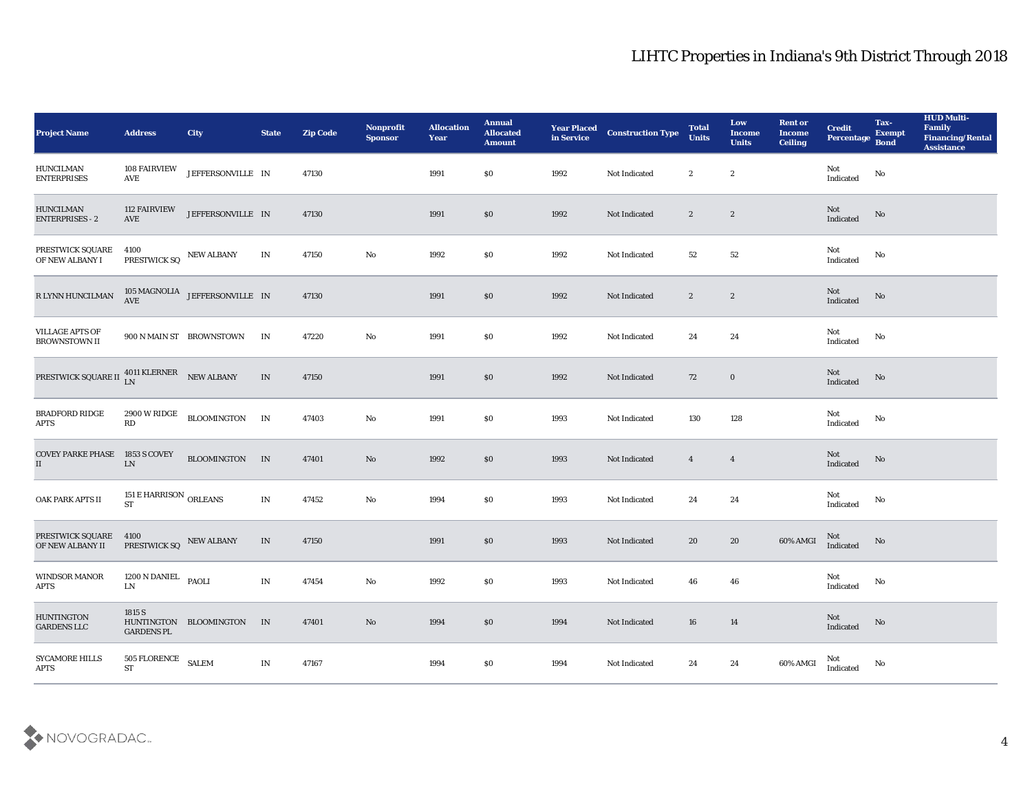| Project Name | Address | City | State | Zip Code | Nonprofit Sponsor | Allocation Year | Annual Allocated Amount | Year Placed in Service | Construction Type | Total Units | Low Income Units | Rent or Income Ceiling | Credit Percentage | Tax-Exempt Bond | HUD Multi-Family Financing/Rental Assistance |
|---|---|---|---|---|---|---|---|---|---|---|---|---|---|---|---|
| HUNCILMAN ENTERPRISES | 108 FAIRVIEW AVE | JEFFERSONVILLE | IN | 47130 | | 1991 | $0 | 1992 | Not Indicated | 2 | 2 | | Not Indicated | No | |
| HUNCILMAN ENTERPRISES - 2 | 112 FAIRVIEW AVE | JEFFERSONVILLE | IN | 47130 | | 1991 | $0 | 1992 | Not Indicated | 2 | 2 | | Not Indicated | No | |
| PRESTWICK SQUARE OF NEW ALBANY I | 4100 PRESTWICK SQ | NEW ALBANY | IN | 47150 | No | 1992 | $0 | 1992 | Not Indicated | 52 | 52 | | Not Indicated | No | |
| R LYNN HUNCILMAN | 105 MAGNOLIA AVE | JEFFERSONVILLE | IN | 47130 | | 1991 | $0 | 1992 | Not Indicated | 2 | 2 | | Not Indicated | No | |
| VILLAGE APTS OF BROWNSTOWN II | 900 N MAIN ST | BROWNSTOWN | IN | 47220 | No | 1991 | $0 | 1992 | Not Indicated | 24 | 24 | | Not Indicated | No | |
| PRESTWICK SQUARE II | 4011 KLERNER LN | NEW ALBANY | IN | 47150 | | 1991 | $0 | 1992 | Not Indicated | 72 | 0 | | Not Indicated | No | |
| BRADFORD RIDGE APTS | 2900 W RIDGE RD | BLOOMINGTON | IN | 47403 | No | 1991 | $0 | 1993 | Not Indicated | 130 | 128 | | Not Indicated | No | |
| COVEY PARKE PHASE II | 1853 S COVEY LN | BLOOMINGTON | IN | 47401 | No | 1992 | $0 | 1993 | Not Indicated | 4 | 4 | | Not Indicated | No | |
| OAK PARK APTS II | 151 E HARRISON ST | ORLEANS | IN | 47452 | No | 1994 | $0 | 1993 | Not Indicated | 24 | 24 | | Not Indicated | No | |
| PRESTWICK SQUARE OF NEW ALBANY II | 4100 PRESTWICK SQ | NEW ALBANY | IN | 47150 | | 1991 | $0 | 1993 | Not Indicated | 20 | 20 | 60% AMGI | Not Indicated | No | |
| WINDSOR MANOR APTS | 1200 N DANIEL LN | PAOLI | IN | 47454 | No | 1992 | $0 | 1993 | Not Indicated | 46 | 46 | | Not Indicated | No | |
| HUNTINGTON GARDENS LLC | 1815 S HUNTINGTON GARDENS PL | BLOOMINGTON | IN | 47401 | No | 1994 | $0 | 1994 | Not Indicated | 16 | 14 | | Not Indicated | No | |
| SYCAMORE HILLS APTS | 505 FLORENCE ST | SALEM | IN | 47167 | | 1994 | $0 | 1994 | Not Indicated | 24 | 24 | 60% AMGI | Not Indicated | No | |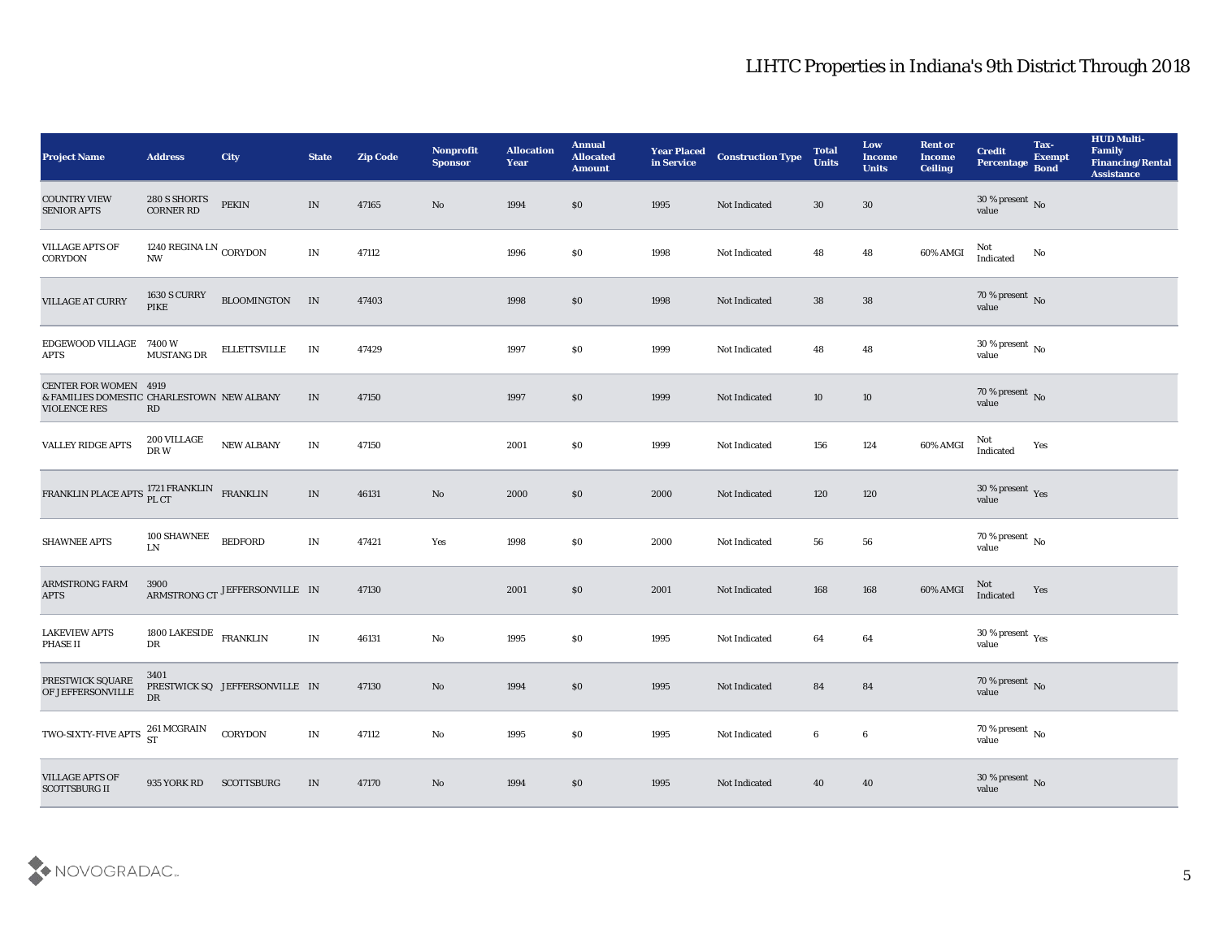# LIHTC Properties in Indiana's 9th District Through 2018

| Project Name | Address | City | State | Zip Code | Nonprofit Sponsor | Allocation Year | Annual Allocated Amount | Year Placed in Service | Construction Type | Total Units | Low Income Units | Rent or Income Ceiling | Credit Percentage | Tax-Exempt Bond | HUD Multi-Family Financing/Rental Assistance |
|---|---|---|---|---|---|---|---|---|---|---|---|---|---|---|---|
| COUNTRY VIEW SENIOR APTS | 280 S SHORTS CORNER RD | PEKIN | IN | 47165 | No | 1994 | $0 | 1995 | Not Indicated | 30 | 30 | | 30 % present value | No | |
| VILLAGE APTS OF CORYDON | 1240 REGINA LN NW | CORYDON | IN | 47112 | | 1996 | $0 | 1998 | Not Indicated | 48 | 48 | 60% AMGI | Not Indicated | No | |
| VILLAGE AT CURRY | 1630 S CURRY PIKE | BLOOMINGTON | IN | 47403 | | 1998 | $0 | 1998 | Not Indicated | 38 | 38 | | 70 % present value | No | |
| EDGEWOOD VILLAGE APTS | 7400 W MUSTANG DR | ELLETTSVILLE | IN | 47429 | | 1997 | $0 | 1999 | Not Indicated | 48 | 48 | | 30 % present value | No | |
| CENTER FOR WOMEN & FAMILIES DOMESTIC VIOLENCE RES | 4919 CHARLESTOWN RD | NEW ALBANY | IN | 47150 | | 1997 | $0 | 1999 | Not Indicated | 10 | 10 | | 70 % present value | No | |
| VALLEY RIDGE APTS | 200 VILLAGE DR W | NEW ALBANY | IN | 47150 | | 2001 | $0 | 1999 | Not Indicated | 156 | 124 | 60% AMGI | Not Indicated | Yes | |
| FRANKLIN PLACE APTS | 1721 FRANKLIN PL CT | FRANKLIN | IN | 46131 | No | 2000 | $0 | 2000 | Not Indicated | 120 | 120 | | 30 % present value | Yes | |
| SHAWNEE APTS | 100 SHAWNEE LN | BEDFORD | IN | 47421 | Yes | 1998 | $0 | 2000 | Not Indicated | 56 | 56 | | 70 % present value | No | |
| ARMSTRONG FARM APTS | 3900 ARMSTRONG CT | JEFFERSONVILLE | IN | 47130 | | 2001 | $0 | 2001 | Not Indicated | 168 | 168 | 60% AMGI | Not Indicated | Yes | |
| LAKEVIEW APTS PHASE II | 1800 LAKESIDE DR | FRANKLIN | IN | 46131 | No | 1995 | $0 | 1995 | Not Indicated | 64 | 64 | | 30 % present value | Yes | |
| PRESTWICK SQUARE OF JEFFERSONVILLE | 3401 PRESTWICK SQ DR | JEFFERSONVILLE | IN | 47130 | No | 1994 | $0 | 1995 | Not Indicated | 84 | 84 | | 70 % present value | No | |
| TWO-SIXTY-FIVE APTS | 261 MCGRAIN ST | CORYDON | IN | 47112 | No | 1995 | $0 | 1995 | Not Indicated | 6 | 6 | | 70 % present value | No | |
| VILLAGE APTS OF SCOTTSBURG II | 935 YORK RD | SCOTTSBURG | IN | 47170 | No | 1994 | $0 | 1995 | Not Indicated | 40 | 40 | | 30 % present value | No | |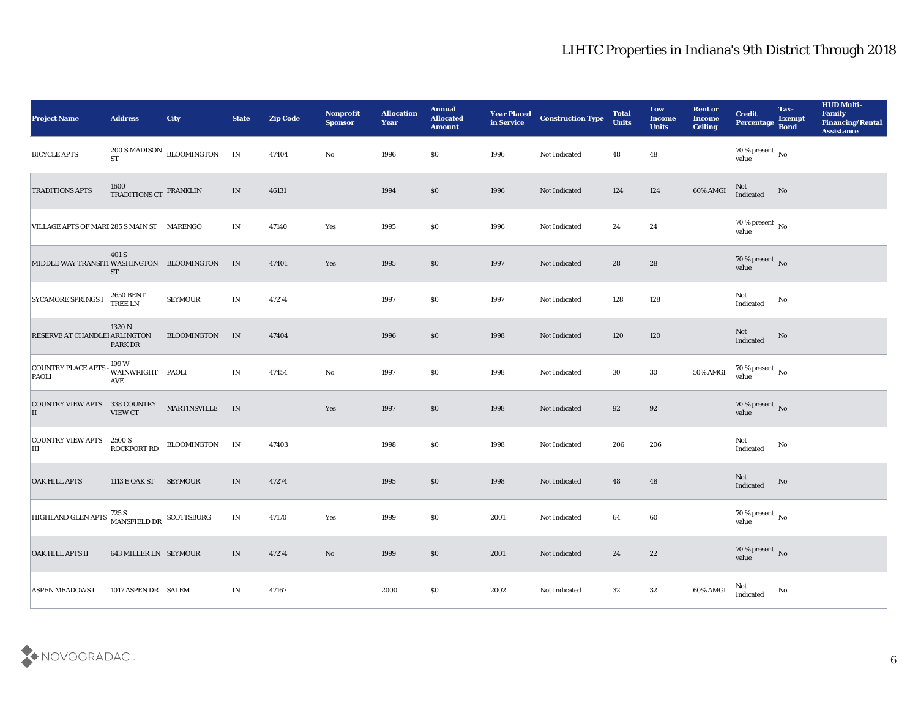# LIHTC Properties in Indiana's 9th District Through 2018

| Project Name | Address | City | State | Zip Code | Nonprofit Sponsor | Allocation Year | Annual Allocated Amount | Year Placed in Service | Construction Type | Total Units | Low Income Units | Rent or Income Ceiling | Credit Percentage | Tax-Exempt Bond | HUD Multi-Family Financing/Rental Assistance |
|---|---|---|---|---|---|---|---|---|---|---|---|---|---|---|---|
| BICYCLE APTS | 200 S MADISON ST | BLOOMINGTON | IN | 47404 | No | 1996 | $0 | 1996 | Not Indicated | 48 | 48 | | 70 % present value | No | |
| TRADITIONS APTS | 1600 TRADITIONS CT | FRANKLIN | IN | 46131 | | 1994 | $0 | 1996 | Not Indicated | 124 | 124 | 60% AMGI | Not Indicated | No | |
| VILLAGE APTS OF MARI | 285 S MAIN ST | MARENGO | IN | 47140 | Yes | 1995 | $0 | 1996 | Not Indicated | 24 | 24 | | 70 % present value | No | |
| MIDDLE WAY TRANSITI | 401 S WASHINGTON ST | BLOOMINGTON | IN | 47401 | Yes | 1995 | $0 | 1997 | Not Indicated | 28 | 28 | | 70 % present value | No | |
| SYCAMORE SPRINGS I | 2650 BENT TREE LN | SEYMOUR | IN | 47274 | | 1997 | $0 | 1997 | Not Indicated | 128 | 128 | | Not Indicated | No | |
| RESERVE AT CHANDLEI | 1320 N ARLINGTON PARK DR | BLOOMINGTON | IN | 47404 | | 1996 | $0 | 1998 | Not Indicated | 120 | 120 | | Not Indicated | No | |
| COUNTRY PLACE APTS - PAOLI | 199 W WAINWRIGHT AVE | PAOLI | IN | 47454 | No | 1997 | $0 | 1998 | Not Indicated | 30 | 30 | 50% AMGI | 70 % present value | No | |
| COUNTRY VIEW APTS II | 338 COUNTRY VIEW CT | MARTINSVILLE | IN | | Yes | 1997 | $0 | 1998 | Not Indicated | 92 | 92 | | 70 % present value | No | |
| COUNTRY VIEW APTS III | 2500 S ROCKPORT RD | BLOOMINGTON | IN | 47403 | | 1998 | $0 | 1998 | Not Indicated | 206 | 206 | | Not Indicated | No | |
| OAK HILL APTS | 1113 E OAK ST | SEYMOUR | IN | 47274 | | 1995 | $0 | 1998 | Not Indicated | 48 | 48 | | Not Indicated | No | |
| HIGHLAND GLEN APTS | 725 S MANSFIELD DR | SCOTTSBURG | IN | 47170 | Yes | 1999 | $0 | 2001 | Not Indicated | 64 | 60 | | 70 % present value | No | |
| OAK HILL APTS II | 643 MILLER LN | SEYMOUR | IN | 47274 | No | 1999 | $0 | 2001 | Not Indicated | 24 | 22 | | 70 % present value | No | |
| ASPEN MEADOWS I | 1017 ASPEN DR | SALEM | IN | 47167 | | 2000 | $0 | 2002 | Not Indicated | 32 | 32 | 60% AMGI | Not Indicated | No | |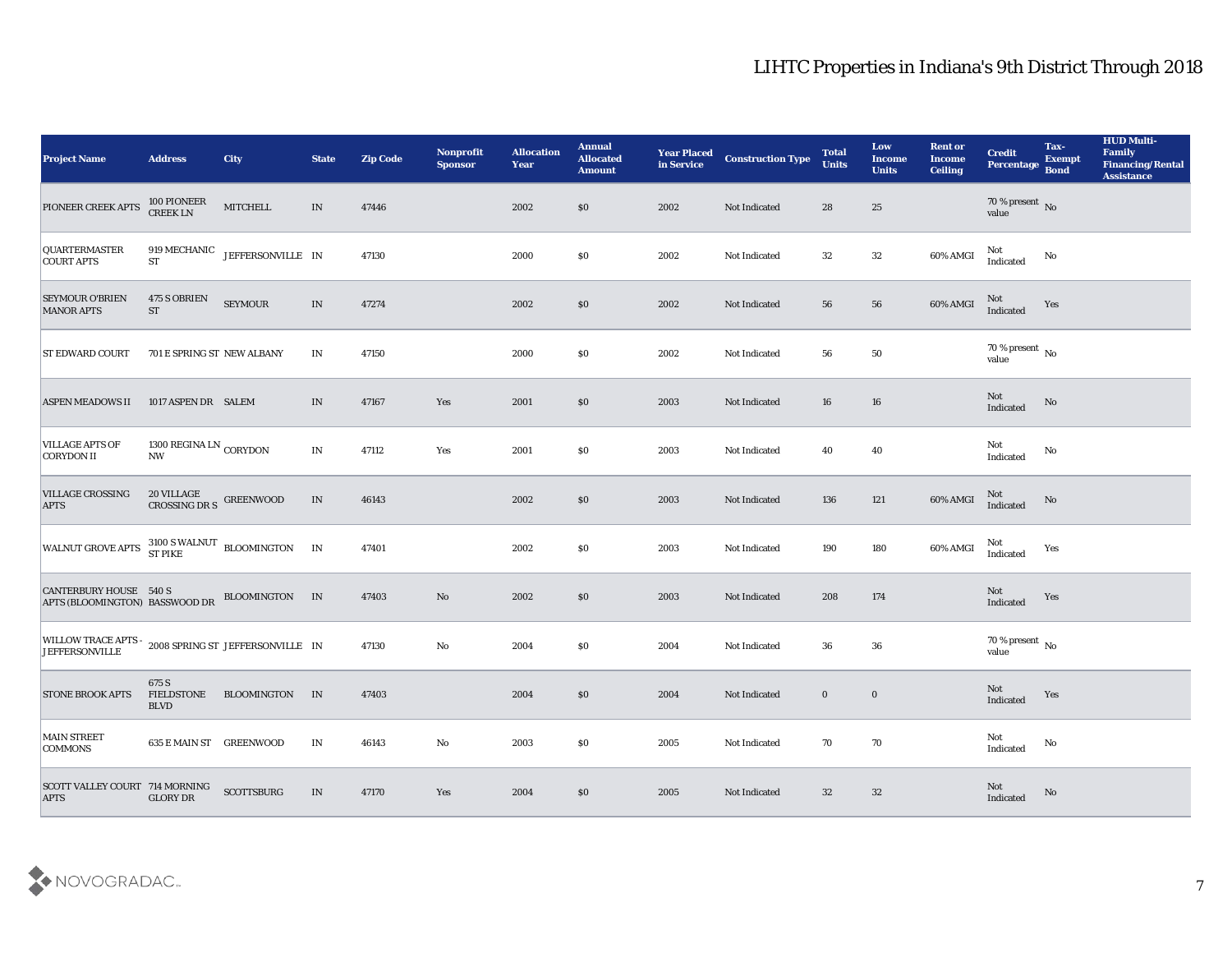# LIHTC Properties in Indiana's 9th District Through 2018

| Project Name | Address | City | State | Zip Code | Nonprofit Sponsor | Allocation Year | Annual Allocated Amount | Year Placed in Service | Construction Type | Total Units | Low Income Units | Rent or Income Ceiling | Credit Percentage | Tax-Exempt Bond | HUD Multi-Family Financing/Rental Assistance |
|---|---|---|---|---|---|---|---|---|---|---|---|---|---|---|---|
| PIONEER CREEK APTS | 100 PIONEER CREEK LN | MITCHELL | IN | 47446 | | 2002 | $0 | 2002 | Not Indicated | 28 | 25 | | 70 % present value | No | |
| QUARTERMASTER COURT APTS | 919 MECHANIC ST | JEFFERSONVILLE | IN | 47130 | | 2000 | $0 | 2002 | Not Indicated | 32 | 32 | 60% AMGI | Not Indicated | No | |
| SEYMOUR O'BRIEN MANOR APTS | 475 S OBRIEN ST | SEYMOUR | IN | 47274 | | 2002 | $0 | 2002 | Not Indicated | 56 | 56 | 60% AMGI | Not Indicated | Yes | |
| ST EDWARD COURT | 701 E SPRING ST | NEW ALBANY | IN | 47150 | | 2000 | $0 | 2002 | Not Indicated | 56 | 50 | | 70 % present value | No | |
| ASPEN MEADOWS II | 1017 ASPEN DR | SALEM | IN | 47167 | Yes | 2001 | $0 | 2003 | Not Indicated | 16 | 16 | | Not Indicated | No | |
| VILLAGE APTS OF CORYDON II | 1300 REGINA LN NW | CORYDON | IN | 47112 | Yes | 2001 | $0 | 2003 | Not Indicated | 40 | 40 | | Not Indicated | No | |
| VILLAGE CROSSING APTS | 20 VILLAGE CROSSING DR S | GREENWOOD | IN | 46143 | | 2002 | $0 | 2003 | Not Indicated | 136 | 121 | 60% AMGI | Not Indicated | No | |
| WALNUT GROVE APTS | 3100 S WALNUT ST PIKE | BLOOMINGTON | IN | 47401 | | 2002 | $0 | 2003 | Not Indicated | 190 | 180 | 60% AMGI | Not Indicated | Yes | |
| CANTERBURY HOUSE APTS (BLOOMINGTON) | 540 S BASSWOOD DR | BLOOMINGTON | IN | 47403 | No | 2002 | $0 | 2003 | Not Indicated | 208 | 174 | | Not Indicated | Yes | |
| WILLOW TRACE APTS - JEFFERSONVILLE | 2008 SPRING ST | JEFFERSONVILLE | IN | 47130 | No | 2004 | $0 | 2004 | Not Indicated | 36 | 36 | | 70 % present value | No | |
| STONE BROOK APTS | 675 S FIELDSTONE BLVD | BLOOMINGTON | IN | 47403 | | 2004 | $0 | 2004 | Not Indicated | 0 | 0 | | Not Indicated | Yes | |
| MAIN STREET COMMONS | 635 E MAIN ST | GREENWOOD | IN | 46143 | No | 2003 | $0 | 2005 | Not Indicated | 70 | 70 | | Not Indicated | No | |
| SCOTT VALLEY COURT APTS | 714 MORNING GLORY DR | SCOTTSBURG | IN | 47170 | Yes | 2004 | $0 | 2005 | Not Indicated | 32 | 32 | | Not Indicated | No | |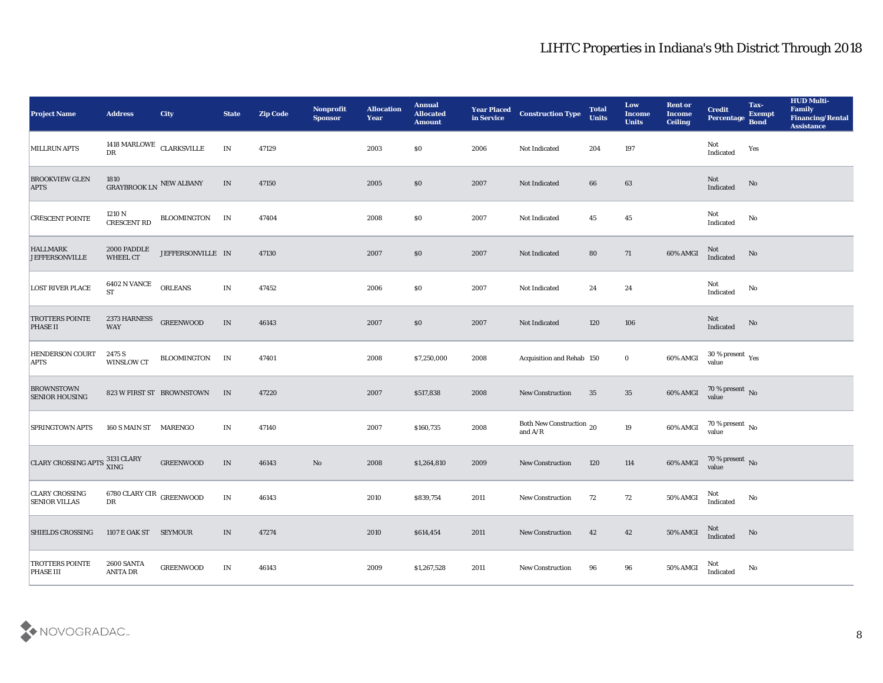# LIHTC Properties in Indiana's 9th District Through 2018

| Project Name | Address | City | State | Zip Code | Nonprofit Sponsor | Allocation Year | Annual Allocated Amount | Year Placed in Service | Construction Type | Total Units | Low Income Units | Rent or Income Ceiling | Credit Percentage | Tax-Exempt Bond | HUD Multi-Family Financing/Rental Assistance |
|---|---|---|---|---|---|---|---|---|---|---|---|---|---|---|---|
| MILLRUN APTS | 1418 MARLOWE DR | CLARKSVILLE | IN | 47129 | | 2003 | $0 | 2006 | Not Indicated | 204 | 197 | | Not Indicated | Yes | |
| BROOKVIEW GLEN APTS | 1810 GRAYBROOK LN | NEW ALBANY | IN | 47150 | | 2005 | $0 | 2007 | Not Indicated | 66 | 63 | | Not Indicated | No | |
| CRESCENT POINTE | 1210 N CRESCENT RD | BLOOMINGTON | IN | 47404 | | 2008 | $0 | 2007 | Not Indicated | 45 | 45 | | Not Indicated | No | |
| HALLMARK JEFFERSONVILLE | 2000 PADDLE WHEEL CT | JEFFERSONVILLE | IN | 47130 | | 2007 | $0 | 2007 | Not Indicated | 80 | 71 | 60% AMGI | Not Indicated | No | |
| LOST RIVER PLACE | 6402 N VANCE ST | ORLEANS | IN | 47452 | | 2006 | $0 | 2007 | Not Indicated | 24 | 24 | | Not Indicated | No | |
| TROTTERS POINTE PHASE II | 2373 HARNESS WAY | GREENWOOD | IN | 46143 | | 2007 | $0 | 2007 | Not Indicated | 120 | 106 | | Not Indicated | No | |
| HENDERSON COURT APTS | 2475 S WINSLOW CT | BLOOMINGTON | IN | 47401 | | 2008 | $7,250,000 | 2008 | Acquisition and Rehab | 150 | 0 | 60% AMGI | 30 % present value | Yes | |
| BROWNSTOWN SENIOR HOUSING | 823 W FIRST ST | BROWNSTOWN | IN | 47220 | | 2007 | $517,838 | 2008 | New Construction | 35 | 35 | 60% AMGI | 70 % present value | No | |
| SPRINGTOWN APTS | 160 S MAIN ST | MARENGO | IN | 47140 | | 2007 | $160,735 | 2008 | Both New Construction and A/R | 20 | 19 | 60% AMGI | 70 % present value | No | |
| CLARY CROSSING APTS | 3131 CLARY XING | GREENWOOD | IN | 46143 | No | 2008 | $1,264,810 | 2009 | New Construction | 120 | 114 | 60% AMGI | 70 % present value | No | |
| CLARY CROSSING SENIOR VILLAS | 6780 CLARY CIR DR | GREENWOOD | IN | 46143 | | 2010 | $839,754 | 2011 | New Construction | 72 | 72 | 50% AMGI | Not Indicated | No | |
| SHIELDS CROSSING | 1107 E OAK ST | SEYMOUR | IN | 47274 | | 2010 | $614,454 | 2011 | New Construction | 42 | 42 | 50% AMGI | Not Indicated | No | |
| TROTTERS POINTE PHASE III | 2600 SANTA ANITA DR | GREENWOOD | IN | 46143 | | 2009 | $1,267,528 | 2011 | New Construction | 96 | 96 | 50% AMGI | Not Indicated | No | |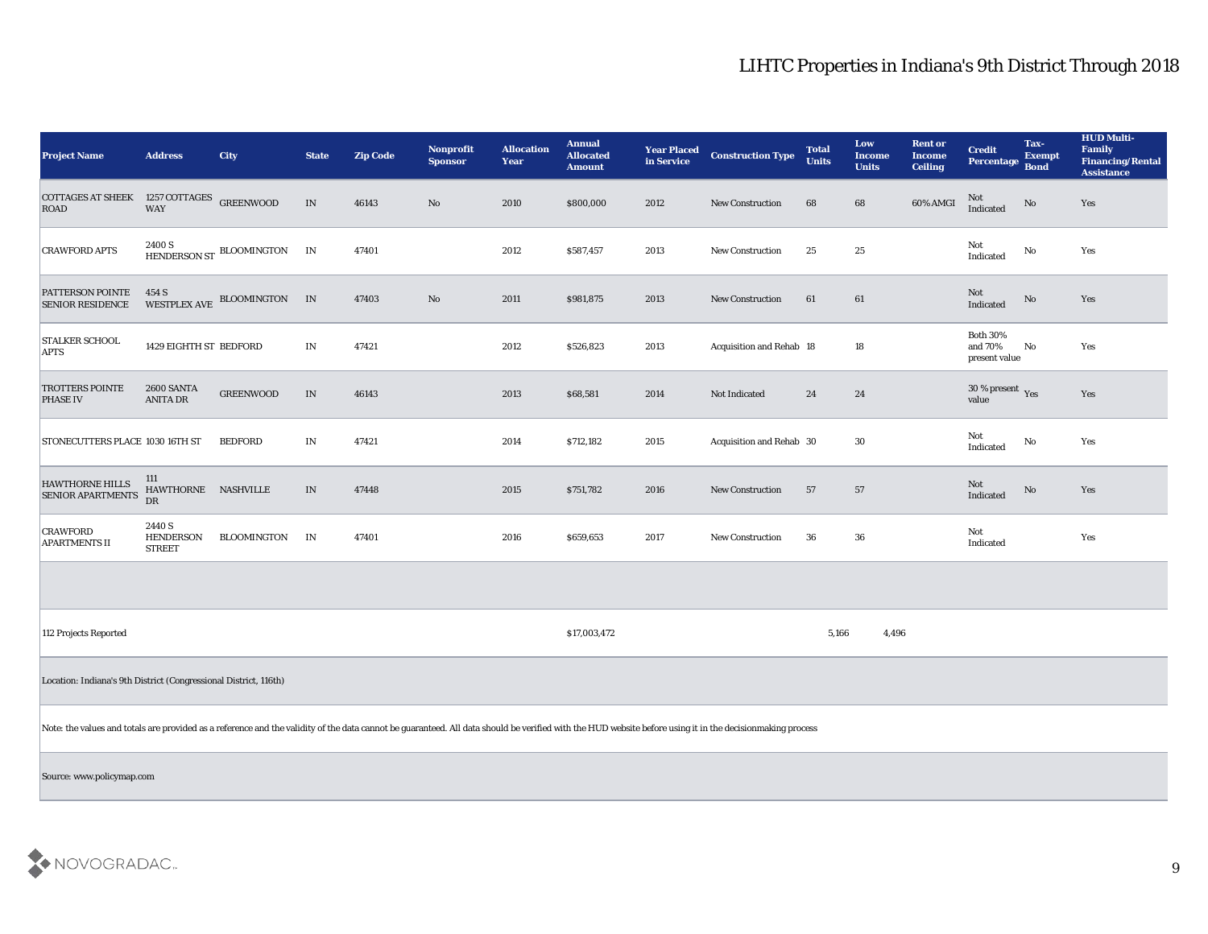# LIHTC Properties in Indiana's 9th District Through 2018

| Project Name | Address | City | State | Zip Code | Nonprofit Sponsor | Allocation Year | Annual Allocated Amount | Year Placed in Service | Construction Type | Total Units | Low Income Units | Rent or Income Ceiling | Credit Percentage | Tax-Exempt Bond | HUD Multi-Family Financing/Rental Assistance |
|---|---|---|---|---|---|---|---|---|---|---|---|---|---|---|---|
| COTTAGES AT SHEEK ROAD | 1257 COTTAGES WAY | GREENWOOD | IN | 46143 | No | 2010 | $800,000 | 2012 | New Construction | 68 | 68 | 60% AMGI | Not Indicated | No | Yes |
| CRAWFORD APTS | 2400 S HENDERSON ST | BLOOMINGTON | IN | 47401 | | 2012 | $587,457 | 2013 | New Construction | 25 | 25 | | Not Indicated | No | Yes |
| PATTERSON POINTE SENIOR RESIDENCE | 454 S WESTPLEX AVE | BLOOMINGTON | IN | 47403 | No | 2011 | $981,875 | 2013 | New Construction | 61 | 61 | | Not Indicated | No | Yes |
| STALKER SCHOOL APTS | 1429 EIGHTH ST | BEDFORD | IN | 47421 | | 2012 | $526,823 | 2013 | Acquisition and Rehab | 18 | 18 | | Both 30% and 70% present value | No | Yes |
| TROTTERS POINTE PHASE IV | 2600 SANTA ANITA DR | GREENWOOD | IN | 46143 | | 2013 | $68,581 | 2014 | Not Indicated | 24 | 24 | | 30 % present value | Yes | Yes |
| STONECUTTERS PLACE | 1030 16TH ST | BEDFORD | IN | 47421 | | 2014 | $712,182 | 2015 | Acquisition and Rehab | 30 | 30 | | Not Indicated | No | Yes |
| HAWTHORNE HILLS SENIOR APARTMENTS | 111 HAWTHORNE DR | NASHVILLE | IN | 47448 | | 2015 | $751,782 | 2016 | New Construction | 57 | 57 | | Not Indicated | No | Yes |
| CRAWFORD APARTMENTS II | 2440 S HENDERSON STREET | BLOOMINGTON | IN | 47401 | | 2016 | $659,653 | 2017 | New Construction | 36 | 36 | | Not Indicated | | Yes |
| | | | | | | | | | | | | | | | |
| 112 Projects Reported | | | | | | | $17,003,472 | | | 5,166 | 4,496 | | | | |

Location: Indiana's 9th District (Congressional District, 116th)

Note: the values and totals are provided as a reference and the validity of the data cannot be guaranteed. All data should be verified with the HUD website before using it in the decisionmaking process

Source: www.policymap.com